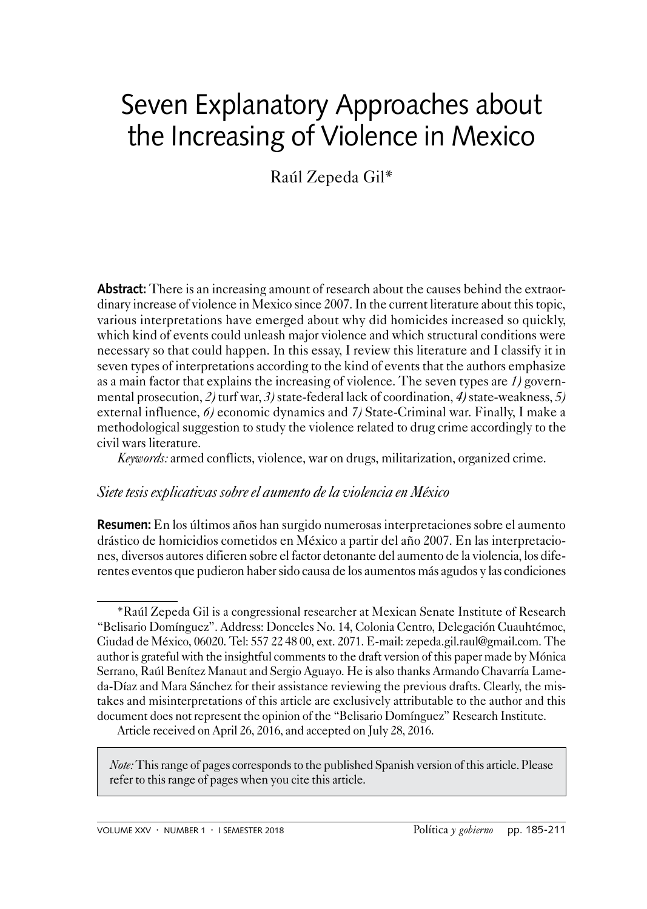# Seven Explanatory Approaches about the Increasing of Violence in Mexico

Raúl Zepeda Gil*

**Abstract:** There is an increasing amount of research about the causes behind the extraordinary increase of violence in Mexico since 2007. In the current literature about this topic, various interpretations have emerged about why did homicides increased so quickly, which kind of events could unleash major violence and which structural conditions were necessary so that could happen. In this essay, I review this literature and I classify it in seven types of interpretations according to the kind of events that the authors emphasize as a main factor that explains the increasing of violence. The seven types are *1)* governmental prosecution, *2)* turf war, *3)* state-federal lack of coordination, *4)* state-weakness, *5)* external influence, *6)* economic dynamics and *7)* State-Criminal war. Finally, I make a methodological suggestion to study the violence related to drug crime accordingly to the civil wars literature.

*Keywords:* armed conflicts, violence, war on drugs, militarization, organized crime.

*Siete tesis explicativas sobre el aumento de la violencia en México*

**Resumen:** En los últimos años han surgido numerosas interpretaciones sobre el aumento drástico de homicidios cometidos en México a partir del año 2007. En las interpretaciones, diversos autores difieren sobre el factor detonante del aumento de la violencia, los diferentes eventos que pudieron haber sido causa de los aumentos más agudos y las condiciones

---

*Raúl Zepeda Gil is a congressional researcher at Mexican Senate Institute of Research "Belisario Domínguez". Address: Donceles No. 14, Colonia Centro, Delegación Cuauhtémoc, Ciudad de México, 06020. Tel: 557 22 48 00, ext. 2071. E-mail: zepeda.gil.raul@gmail.com. The author is grateful with the insightful comments to the draft version of this paper made by Mónica Serrano, Raúl Benítez Manaut and Sergio Aguayo. He is also thanks Armando Chavarría Lameda-Díaz and Mara Sánchez for their assistance reviewing the previous drafts. Clearly, the mistakes and misinterpretations of this article are exclusively attributable to the author and this document does not represent the opinion of the "Belisario Domínguez" Research Institute.

Article received on April 26, 2016, and accepted on July 28, 2016.

*Note:* This range of pages corresponds to the published Spanish version of this article. Please refer to this range of pages when you cite this article.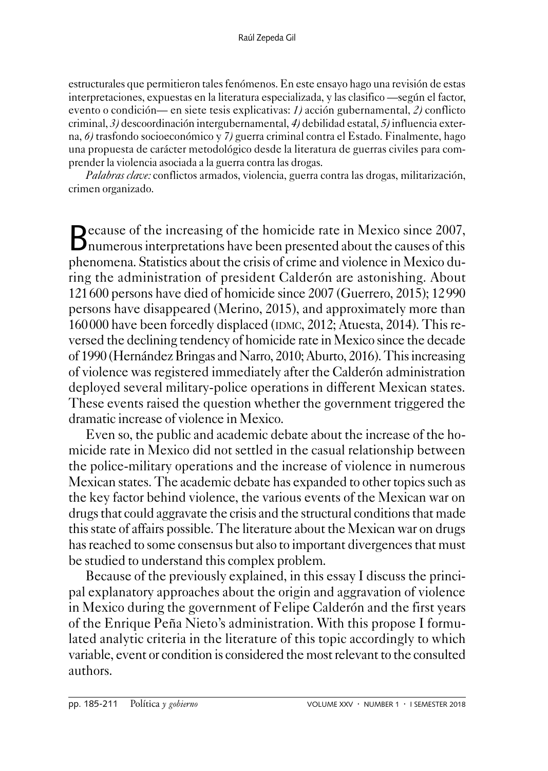estructurales que permitieron tales fenómenos. En este ensayo hago una revisión de estas interpretaciones, expuestas en la literatura especializada, y las clasifico —según el factor, evento o condición— en siete tesis explicativas: *1)* acción gubernamental, *2)* conflicto criminal, *3)* descoordinación intergubernamental, *4)* debilidad estatal, *5)* influencia externa, *6)* trasfondo socioeconómico y *7)* guerra criminal contra el Estado. Finalmente, hago una propuesta de carácter metodológico desde la literatura de guerras civiles para comprender la violencia asociada a la guerra contra las drogas.

*Palabras clave:* conflictos armados, violencia, guerra contra las drogas, militarización, crimen organizado.

Because of the increasing of the homicide rate in Mexico since 2007, numerous interpretations have been presented about the causes of this phenomena. Statistics about the crisis of crime and violence in Mexico during the administration of president Calderón are astonishing. About 121 600 persons have died of homicide since 2007 (Guerrero, 2015); 12 990 persons have disappeared (Merino, 2015), and approximately more than 160 000 have been forcedly displaced (IDMC, 2012; Atuesta, 2014). This reversed the declining tendency of homicide rate in Mexico since the decade of 1990 (Hernández Bringas and Narro, 2010; Aburto, 2016). This increasing of violence was registered immediately after the Calderón administration deployed several military-police operations in different Mexican states. These events raised the question whether the government triggered the dramatic increase of violence in Mexico.

Even so, the public and academic debate about the increase of the homicide rate in Mexico did not settled in the casual relationship between the police-military operations and the increase of violence in numerous Mexican states. The academic debate has expanded to other topics such as the key factor behind violence, the various events of the Mexican war on drugs that could aggravate the crisis and the structural conditions that made this state of affairs possible. The literature about the Mexican war on drugs has reached to some consensus but also to important divergences that must be studied to understand this complex problem.

Because of the previously explained, in this essay I discuss the principal explanatory approaches about the origin and aggravation of violence in Mexico during the government of Felipe Calderón and the first years of the Enrique Peña Nieto's administration. With this propose I formulated analytic criteria in the literature of this topic accordingly to which variable, event or condition is considered the most relevant to the consulted authors.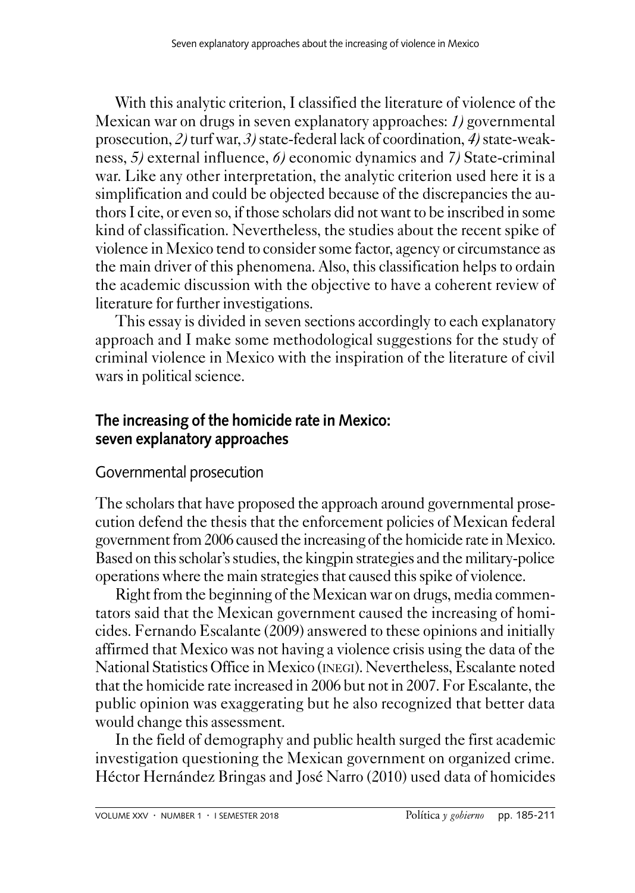With this analytic criterion, I classified the literature of violence of the Mexican war on drugs in seven explanatory approaches: *1)* governmental prosecution, *2)* turf war, *3)* state-federal lack of coordination, *4)* state-weakness, *5)* external influence, *6)* economic dynamics and *7)* State-criminal war. Like any other interpretation, the analytic criterion used here it is a simplification and could be objected because of the discrepancies the authors I cite, or even so, if those scholars did not want to be inscribed in some kind of classification. Nevertheless, the studies about the recent spike of violence in Mexico tend to consider some factor, agency or circumstance as the main driver of this phenomena. Also, this classification helps to ordain the academic discussion with the objective to have a coherent review of literature for further investigations.

This essay is divided in seven sections accordingly to each explanatory approach and I make some methodological suggestions for the study of criminal violence in Mexico with the inspiration of the literature of civil wars in political science.

## The increasing of the homicide rate in Mexico: seven explanatory approaches

### Governmental prosecution

The scholars that have proposed the approach around governmental prosecution defend the thesis that the enforcement policies of Mexican federal government from 2006 caused the increasing of the homicide rate in Mexico. Based on this scholar's studies, the kingpin strategies and the military-police operations where the main strategies that caused this spike of violence.

Right from the beginning of the Mexican war on drugs, media commentators said that the Mexican government caused the increasing of homicides. Fernando Escalante (2009) answered to these opinions and initially affirmed that Mexico was not having a violence crisis using the data of the National Statistics Office in Mexico (INEGI). Nevertheless, Escalante noted that the homicide rate increased in 2006 but not in 2007. For Escalante, the public opinion was exaggerating but he also recognized that better data would change this assessment.

In the field of demography and public health surged the first academic investigation questioning the Mexican government on organized crime. Héctor Hernández Bringas and José Narro (2010) used data of homicides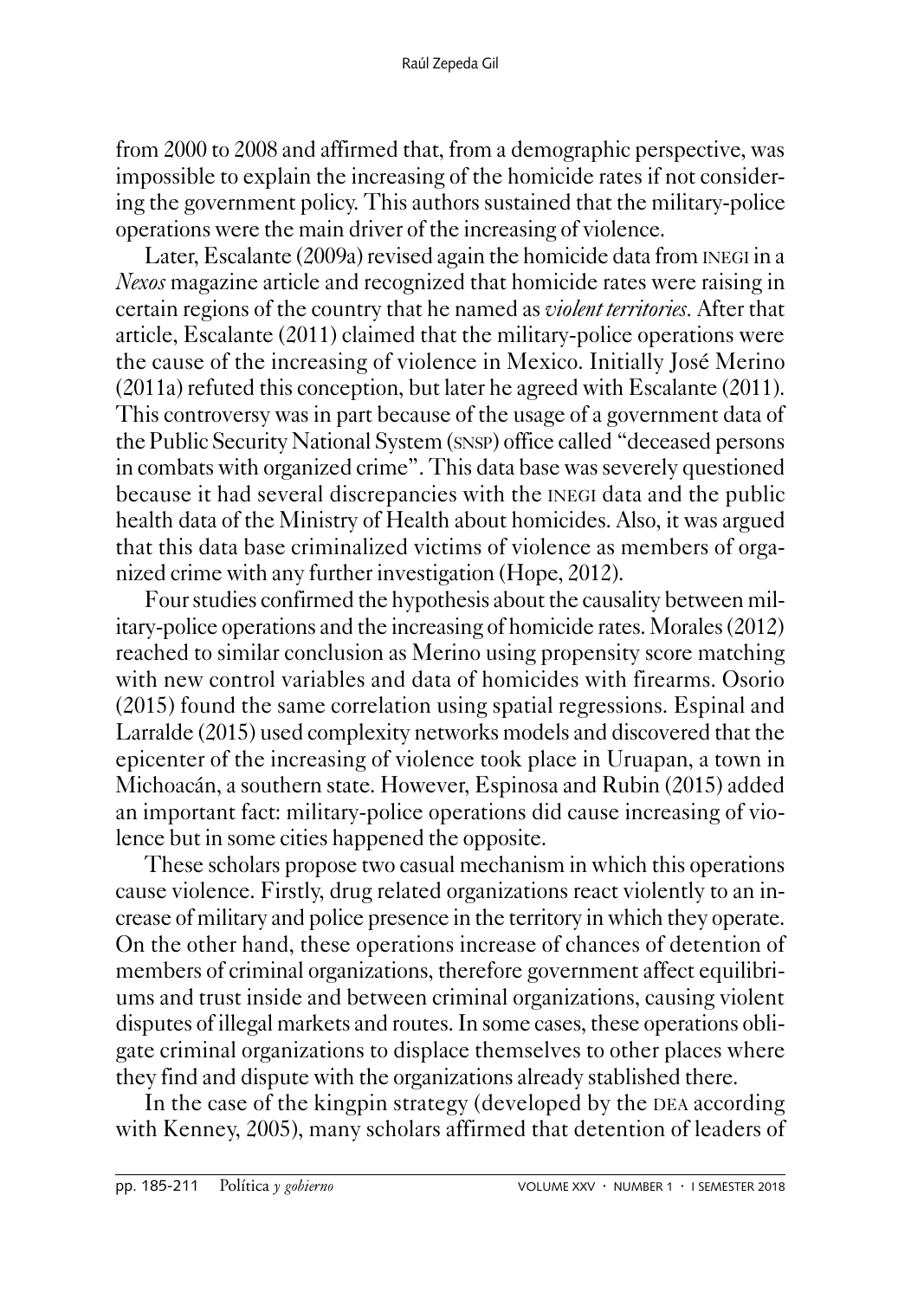from 2000 to 2008 and affirmed that, from a demographic perspective, was impossible to explain the increasing of the homicide rates if not considering the government policy. This authors sustained that the military-police operations were the main driver of the increasing of violence.

Later, Escalante (2009a) revised again the homicide data from INEGI in a *Nexos* magazine article and recognized that homicide rates were raising in certain regions of the country that he named as *violent territories*. After that article, Escalante (2011) claimed that the military-police operations were the cause of the increasing of violence in Mexico. Initially José Merino (2011a) refuted this conception, but later he agreed with Escalante (2011). This controversy was in part because of the usage of a government data of the Public Security National System (SNSP) office called "deceased persons in combats with organized crime". This data base was severely questioned because it had several discrepancies with the INEGI data and the public health data of the Ministry of Health about homicides. Also, it was argued that this data base criminalized victims of violence as members of organized crime with any further investigation (Hope, 2012).

Four studies confirmed the hypothesis about the causality between military-police operations and the increasing of homicide rates. Morales (2012) reached to similar conclusion as Merino using propensity score matching with new control variables and data of homicides with firearms. Osorio (2015) found the same correlation using spatial regressions. Espinal and Larralde (2015) used complexity networks models and discovered that the epicenter of the increasing of violence took place in Uruapan, a town in Michoacán, a southern state. However, Espinosa and Rubin (2015) added an important fact: military-police operations did cause increasing of violence but in some cities happened the opposite.

These scholars propose two casual mechanism in which this operations cause violence. Firstly, drug related organizations react violently to an increase of military and police presence in the territory in which they operate. On the other hand, these operations increase of chances of detention of members of criminal organizations, therefore government affect equilibriums and trust inside and between criminal organizations, causing violent disputes of illegal markets and routes. In some cases, these operations obligate criminal organizations to displace themselves to other places where they find and dispute with the organizations already stablished there.

In the case of the kingpin strategy (developed by the DEA according with Kenney, 2005), many scholars affirmed that detention of leaders of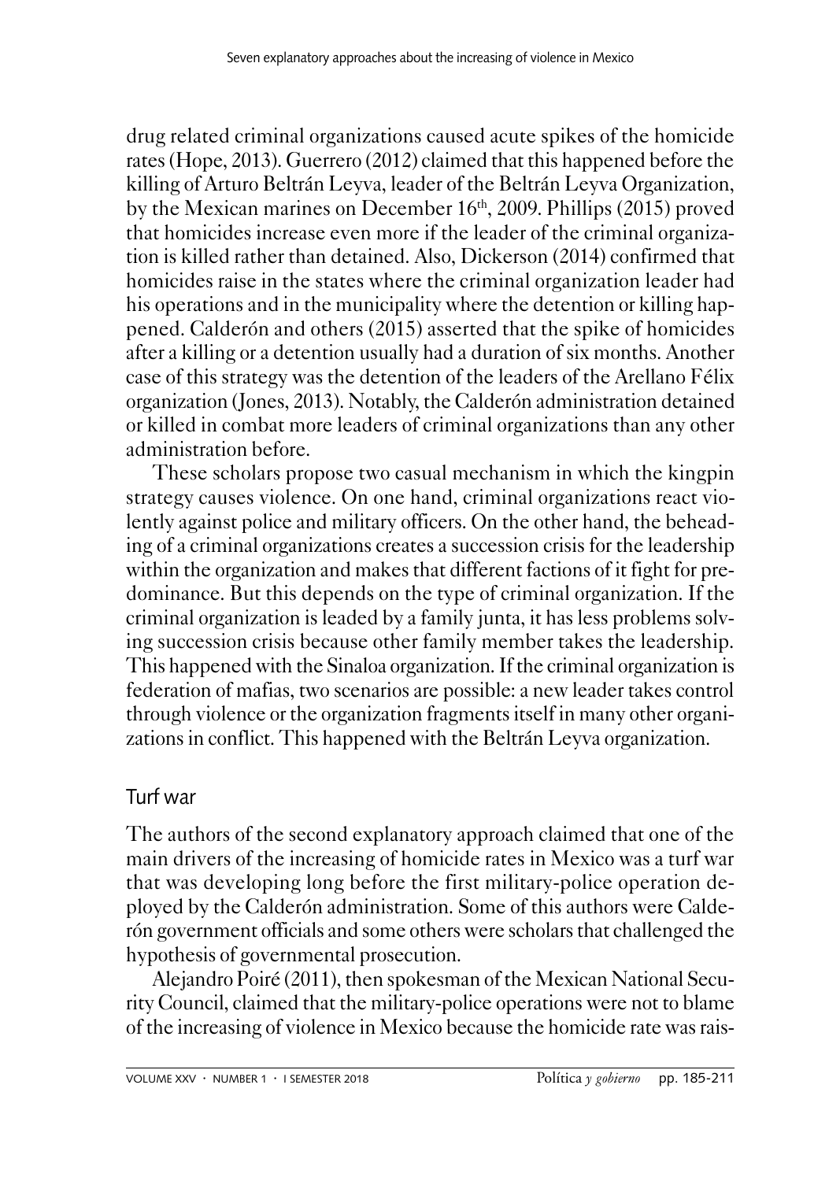drug related criminal organizations caused acute spikes of the homicide rates (Hope, 2013). Guerrero (2012) claimed that this happened before the killing of Arturo Beltrán Leyva, leader of the Beltrán Leyva Organization, by the Mexican marines on December 16th, 2009. Phillips (2015) proved that homicides increase even more if the leader of the criminal organization is killed rather than detained. Also, Dickerson (2014) confirmed that homicides raise in the states where the criminal organization leader had his operations and in the municipality where the detention or killing happened. Calderón and others (2015) asserted that the spike of homicides after a killing or a detention usually had a duration of six months. Another case of this strategy was the detention of the leaders of the Arellano Félix organization (Jones, 2013). Notably, the Calderón administration detained or killed in combat more leaders of criminal organizations than any other administration before.

These scholars propose two casual mechanism in which the kingpin strategy causes violence. On one hand, criminal organizations react violently against police and military officers. On the other hand, the beheading of a criminal organizations creates a succession crisis for the leadership within the organization and makes that different factions of it fight for predominance. But this depends on the type of criminal organization. If the criminal organization is leaded by a family junta, it has less problems solving succession crisis because other family member takes the leadership. This happened with the Sinaloa organization. If the criminal organization is federation of mafias, two scenarios are possible: a new leader takes control through violence or the organization fragments itself in many other organizations in conflict. This happened with the Beltrán Leyva organization.

## Turf war

The authors of the second explanatory approach claimed that one of the main drivers of the increasing of homicide rates in Mexico was a turf war that was developing long before the first military-police operation deployed by the Calderón administration. Some of this authors were Calderón government officials and some others were scholars that challenged the hypothesis of governmental prosecution.

Alejandro Poiré (2011), then spokesman of the Mexican National Security Council, claimed that the military-police operations were not to blame of the increasing of violence in Mexico because the homicide rate was rais-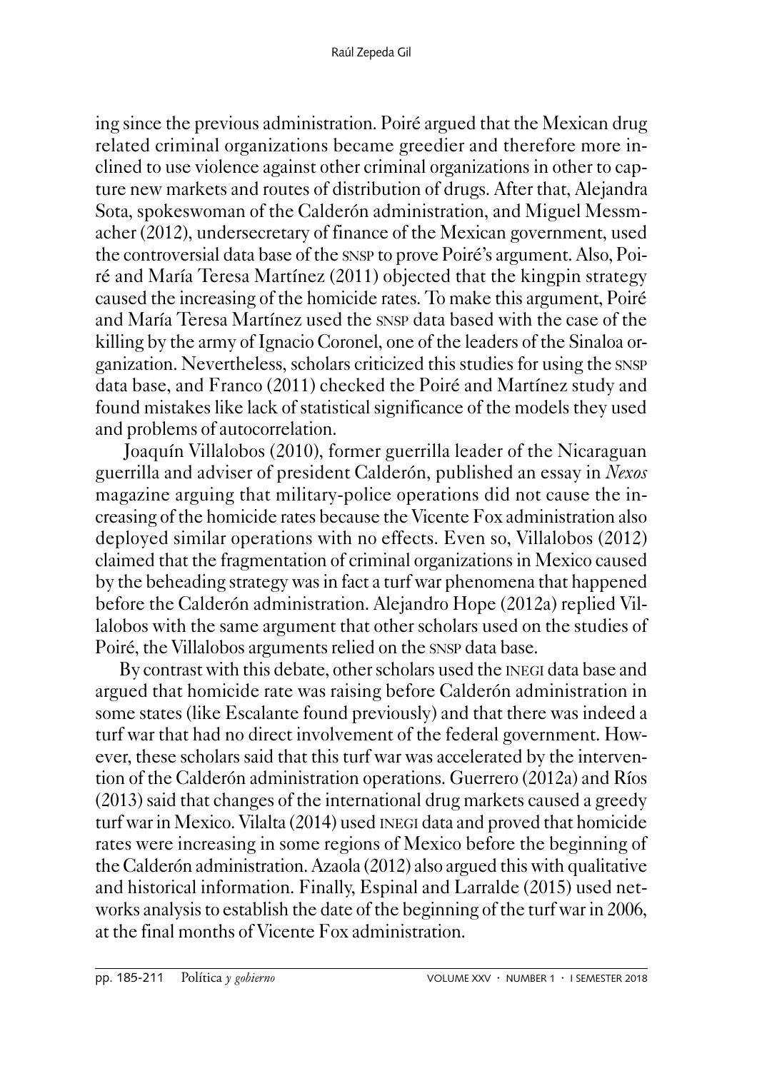ing since the previous administration. Poiré argued that the Mexican drug related criminal organizations became greedier and therefore more inclined to use violence against other criminal organizations in other to capture new markets and routes of distribution of drugs. After that, Alejandra Sota, spokeswoman of the Calderón administration, and Miguel Messmacher (2012), undersecretary of finance of the Mexican government, used the controversial data base of the SNSP to prove Poiré's argument. Also, Poiré and María Teresa Martínez (2011) objected that the kingpin strategy caused the increasing of the homicide rates. To make this argument, Poiré and María Teresa Martínez used the SNSP data based with the case of the killing by the army of Ignacio Coronel, one of the leaders of the Sinaloa organization. Nevertheless, scholars criticized this studies for using the SNSP data base, and Franco (2011) checked the Poiré and Martínez study and found mistakes like lack of statistical significance of the models they used and problems of autocorrelation.

Joaquín Villalobos (2010), former guerrilla leader of the Nicaraguan guerrilla and adviser of president Calderón, published an essay in *Nexos* magazine arguing that military-police operations did not cause the increasing of the homicide rates because the Vicente Fox administration also deployed similar operations with no effects. Even so, Villalobos (2012) claimed that the fragmentation of criminal organizations in Mexico caused by the beheading strategy was in fact a turf war phenomena that happened before the Calderón administration. Alejandro Hope (2012a) replied Villalobos with the same argument that other scholars used on the studies of Poiré, the Villalobos arguments relied on the SNSP data base.

By contrast with this debate, other scholars used the INEGI data base and argued that homicide rate was raising before Calderón administration in some states (like Escalante found previously) and that there was indeed a turf war that had no direct involvement of the federal government. However, these scholars said that this turf war was accelerated by the intervention of the Calderón administration operations. Guerrero (2012a) and Ríos (2013) said that changes of the international drug markets caused a greedy turf war in Mexico. Vilalta (2014) used INEGI data and proved that homicide rates were increasing in some regions of Mexico before the beginning of the Calderón administration. Azaola (2012) also argued this with qualitative and historical information. Finally, Espinal and Larralde (2015) used networks analysis to establish the date of the beginning of the turf war in 2006, at the final months of Vicente Fox administration.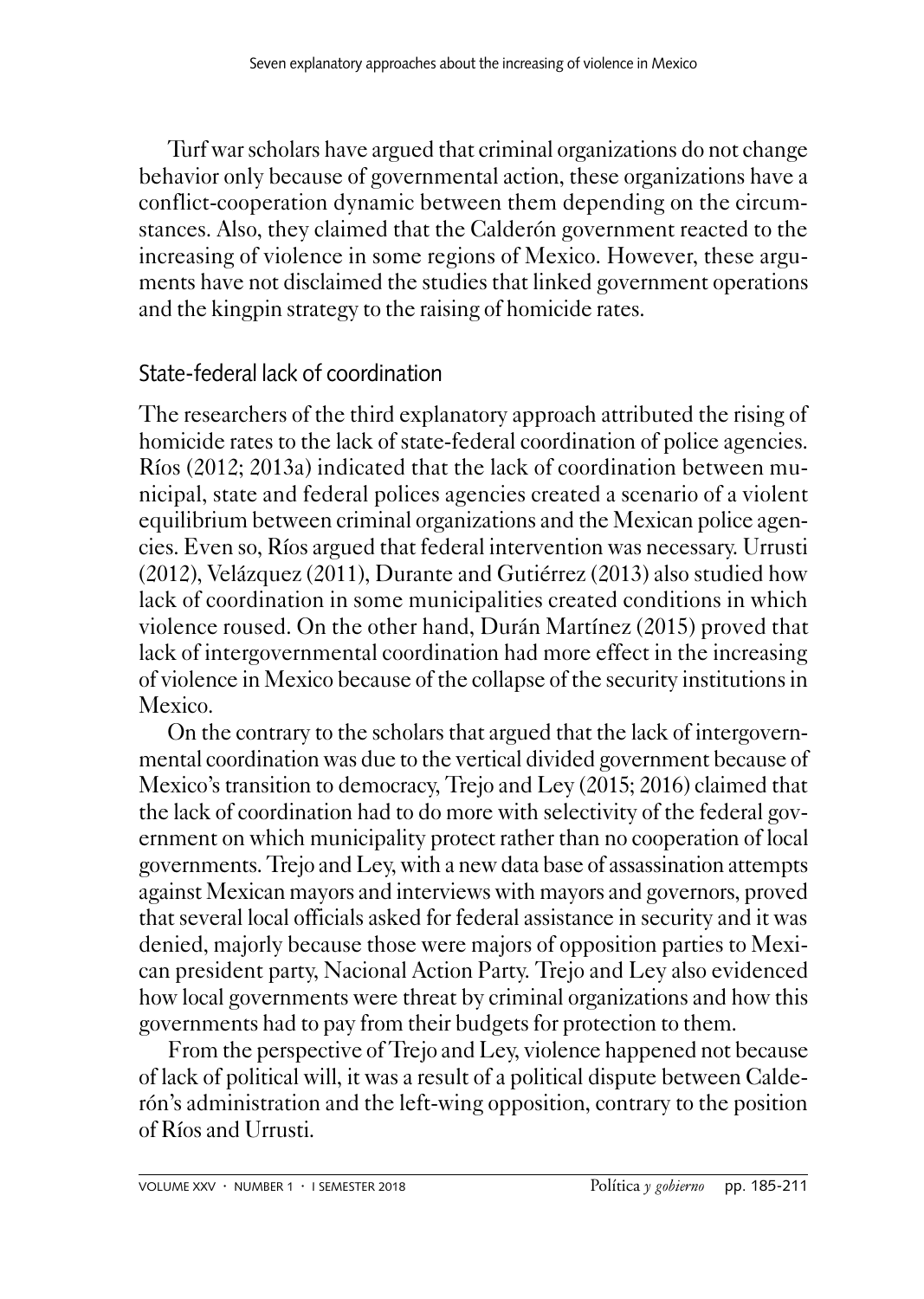Turf war scholars have argued that criminal organizations do not change behavior only because of governmental action, these organizations have a conflict-cooperation dynamic between them depending on the circumstances. Also, they claimed that the Calderón government reacted to the increasing of violence in some regions of Mexico. However, these arguments have not disclaimed the studies that linked government operations and the kingpin strategy to the raising of homicide rates.

## State-federal lack of coordination

The researchers of the third explanatory approach attributed the rising of homicide rates to the lack of state-federal coordination of police agencies. Ríos (2012; 2013a) indicated that the lack of coordination between municipal, state and federal polices agencies created a scenario of a violent equilibrium between criminal organizations and the Mexican police agencies. Even so, Ríos argued that federal intervention was necessary. Urrusti (2012), Velázquez (2011), Durante and Gutiérrez (2013) also studied how lack of coordination in some municipalities created conditions in which violence roused. On the other hand, Durán Martínez (2015) proved that lack of intergovernmental coordination had more effect in the increasing of violence in Mexico because of the collapse of the security institutions in Mexico.

On the contrary to the scholars that argued that the lack of intergovernmental coordination was due to the vertical divided government because of Mexico's transition to democracy, Trejo and Ley (2015; 2016) claimed that the lack of coordination had to do more with selectivity of the federal government on which municipality protect rather than no cooperation of local governments. Trejo and Ley, with a new data base of assassination attempts against Mexican mayors and interviews with mayors and governors, proved that several local officials asked for federal assistance in security and it was denied, majorly because those were majors of opposition parties to Mexican president party, Nacional Action Party. Trejo and Ley also evidenced how local governments were threat by criminal organizations and how this governments had to pay from their budgets for protection to them.

From the perspective of Trejo and Ley, violence happened not because of lack of political will, it was a result of a political dispute between Calderón's administration and the left-wing opposition, contrary to the position of Ríos and Urrusti.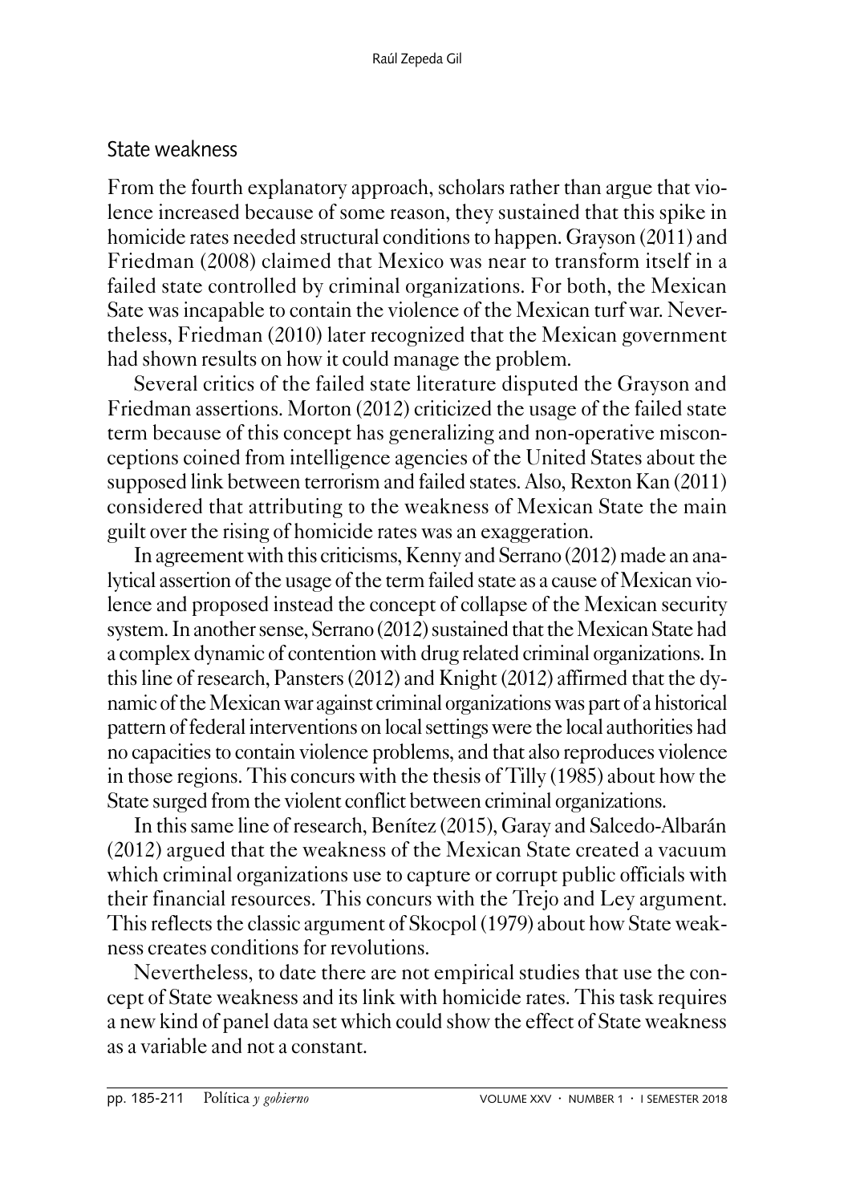## State weakness

From the fourth explanatory approach, scholars rather than argue that violence increased because of some reason, they sustained that this spike in homicide rates needed structural conditions to happen. Grayson (2011) and Friedman (2008) claimed that Mexico was near to transform itself in a failed state controlled by criminal organizations. For both, the Mexican Sate was incapable to contain the violence of the Mexican turf war. Nevertheless, Friedman (2010) later recognized that the Mexican government had shown results on how it could manage the problem.

Several critics of the failed state literature disputed the Grayson and Friedman assertions. Morton (2012) criticized the usage of the failed state term because of this concept has generalizing and non-operative misconceptions coined from intelligence agencies of the United States about the supposed link between terrorism and failed states. Also, Rexton Kan (2011) considered that attributing to the weakness of Mexican State the main guilt over the rising of homicide rates was an exaggeration.

In agreement with this criticisms, Kenny and Serrano (2012) made an analytical assertion of the usage of the term failed state as a cause of Mexican violence and proposed instead the concept of collapse of the Mexican security system. In another sense, Serrano (2012) sustained that the Mexican State had a complex dynamic of contention with drug related criminal organizations. In this line of research, Pansters (2012) and Knight (2012) affirmed that the dynamic of the Mexican war against criminal organizations was part of a historical pattern of federal interventions on local settings were the local authorities had no capacities to contain violence problems, and that also reproduces violence in those regions. This concurs with the thesis of Tilly (1985) about how the State surged from the violent conflict between criminal organizations.

In this same line of research, Benítez (2015), Garay and Salcedo-Albarán (2012) argued that the weakness of the Mexican State created a vacuum which criminal organizations use to capture or corrupt public officials with their financial resources. This concurs with the Trejo and Ley argument. This reflects the classic argument of Skocpol (1979) about how State weakness creates conditions for revolutions.

Nevertheless, to date there are not empirical studies that use the concept of State weakness and its link with homicide rates. This task requires a new kind of panel data set which could show the effect of State weakness as a variable and not a constant.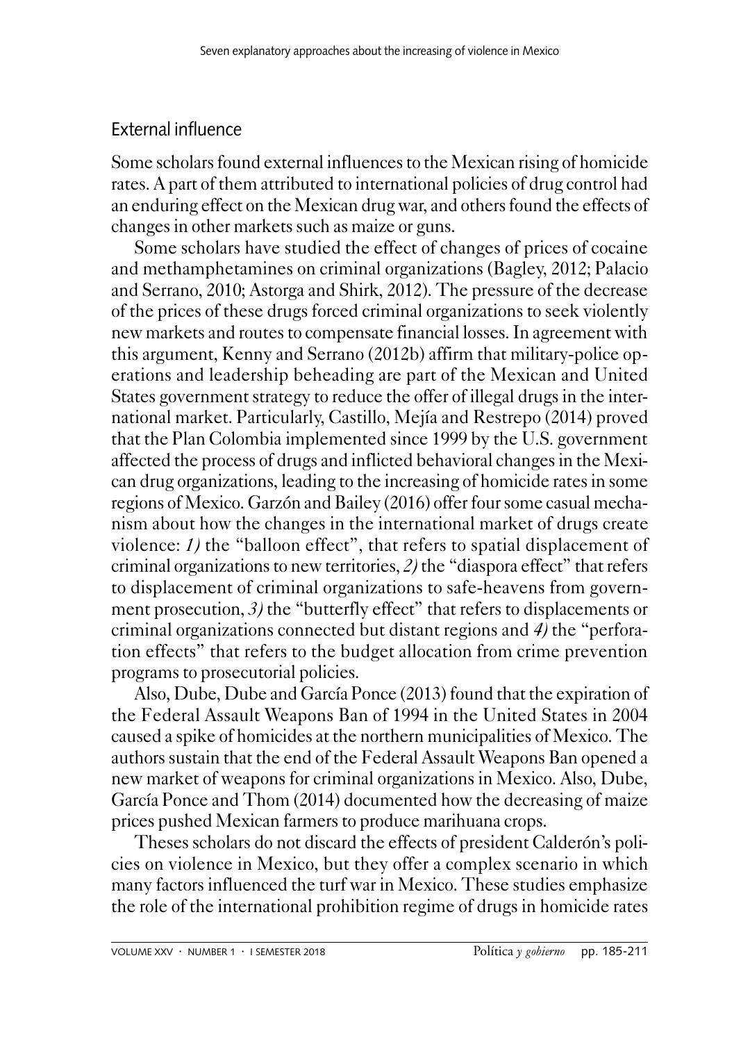## External influence

Some scholars found external influences to the Mexican rising of homicide rates. A part of them attributed to international policies of drug control had an enduring effect on the Mexican drug war, and others found the effects of changes in other markets such as maize or guns.

Some scholars have studied the effect of changes of prices of cocaine and methamphetamines on criminal organizations (Bagley, 2012; Palacio and Serrano, 2010; Astorga and Shirk, 2012). The pressure of the decrease of the prices of these drugs forced criminal organizations to seek violently new markets and routes to compensate financial losses. In agreement with this argument, Kenny and Serrano (2012b) affirm that military-police operations and leadership beheading are part of the Mexican and United States government strategy to reduce the offer of illegal drugs in the international market. Particularly, Castillo, Mejía and Restrepo (2014) proved that the Plan Colombia implemented since 1999 by the U.S. government affected the process of drugs and inflicted behavioral changes in the Mexican drug organizations, leading to the increasing of homicide rates in some regions of Mexico. Garzón and Bailey (2016) offer four some casual mechanism about how the changes in the international market of drugs create violence: *1)* the "balloon effect", that refers to spatial displacement of criminal organizations to new territories, *2)* the "diaspora effect" that refers to displacement of criminal organizations to safe-heavens from government prosecution, *3)* the "butterfly effect" that refers to displacements or criminal organizations connected but distant regions and *4)* the "perforation effects" that refers to the budget allocation from crime prevention programs to prosecutorial policies.

Also, Dube, Dube and García Ponce (2013) found that the expiration of the Federal Assault Weapons Ban of 1994 in the United States in 2004 caused a spike of homicides at the northern municipalities of Mexico. The authors sustain that the end of the Federal Assault Weapons Ban opened a new market of weapons for criminal organizations in Mexico. Also, Dube, García Ponce and Thom (2014) documented how the decreasing of maize prices pushed Mexican farmers to produce marihuana crops.

Theses scholars do not discard the effects of president Calderón's policies on violence in Mexico, but they offer a complex scenario in which many factors influenced the turf war in Mexico. These studies emphasize the role of the international prohibition regime of drugs in homicide rates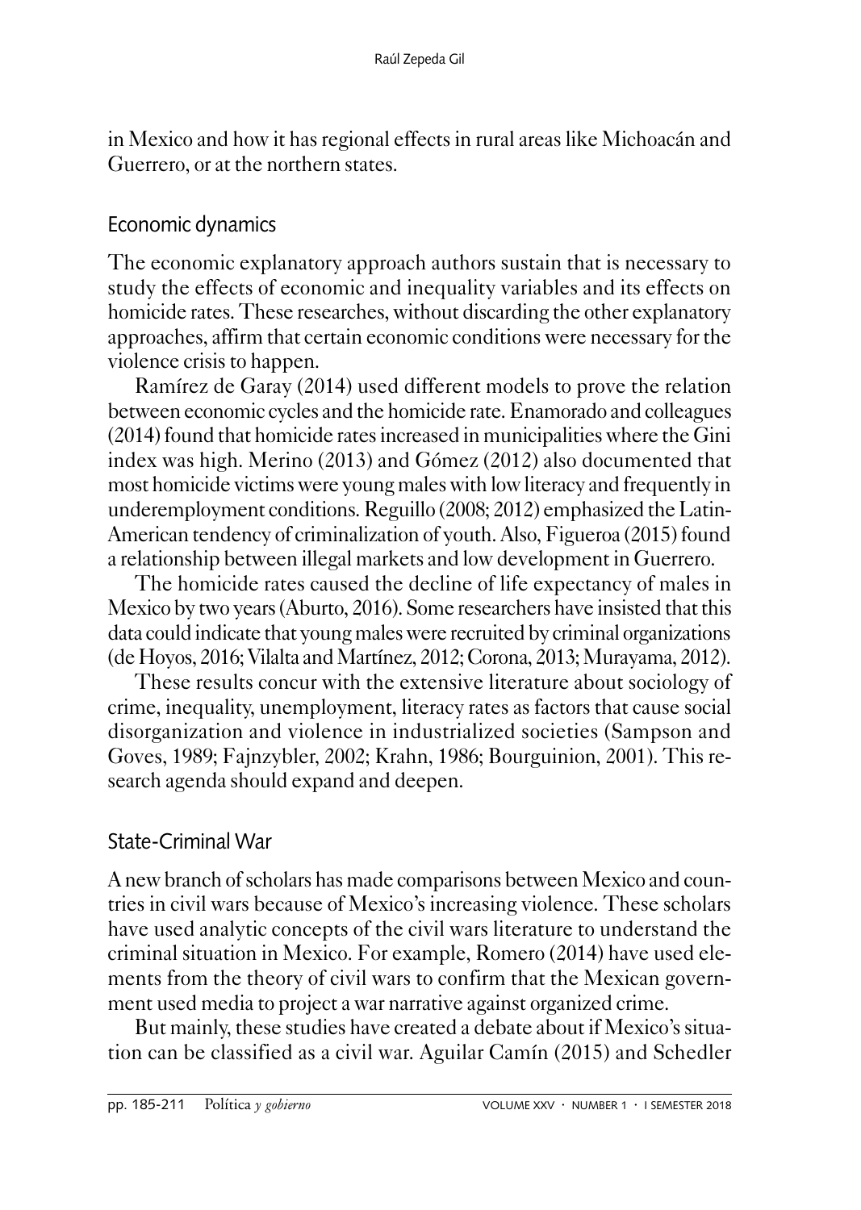in Mexico and how it has regional effects in rural areas like Michoacán and Guerrero, or at the northern states.

## Economic dynamics

The economic explanatory approach authors sustain that is necessary to study the effects of economic and inequality variables and its effects on homicide rates. These researches, without discarding the other explanatory approaches, affirm that certain economic conditions were necessary for the violence crisis to happen.

Ramírez de Garay (2014) used different models to prove the relation between economic cycles and the homicide rate. Enamorado and colleagues (2014) found that homicide rates increased in municipalities where the Gini index was high. Merino (2013) and Gómez (2012) also documented that most homicide victims were young males with low literacy and frequently in underemployment conditions. Reguillo (2008; 2012) emphasized the Latin-American tendency of criminalization of youth. Also, Figueroa (2015) found a relationship between illegal markets and low development in Guerrero.

The homicide rates caused the decline of life expectancy of males in Mexico by two years (Aburto, 2016). Some researchers have insisted that this data could indicate that young males were recruited by criminal organizations (de Hoyos, 2016; Vilalta and Martínez, 2012; Corona, 2013; Murayama, 2012).

These results concur with the extensive literature about sociology of crime, inequality, unemployment, literacy rates as factors that cause social disorganization and violence in industrialized societies (Sampson and Goves, 1989; Fajnzybler, 2002; Krahn, 1986; Bourguinion, 2001). This research agenda should expand and deepen.

## State-Criminal War

A new branch of scholars has made comparisons between Mexico and countries in civil wars because of Mexico's increasing violence. These scholars have used analytic concepts of the civil wars literature to understand the criminal situation in Mexico. For example, Romero (2014) have used elements from the theory of civil wars to confirm that the Mexican government used media to project a war narrative against organized crime.

But mainly, these studies have created a debate about if Mexico's situation can be classified as a civil war. Aguilar Camín (2015) and Schedler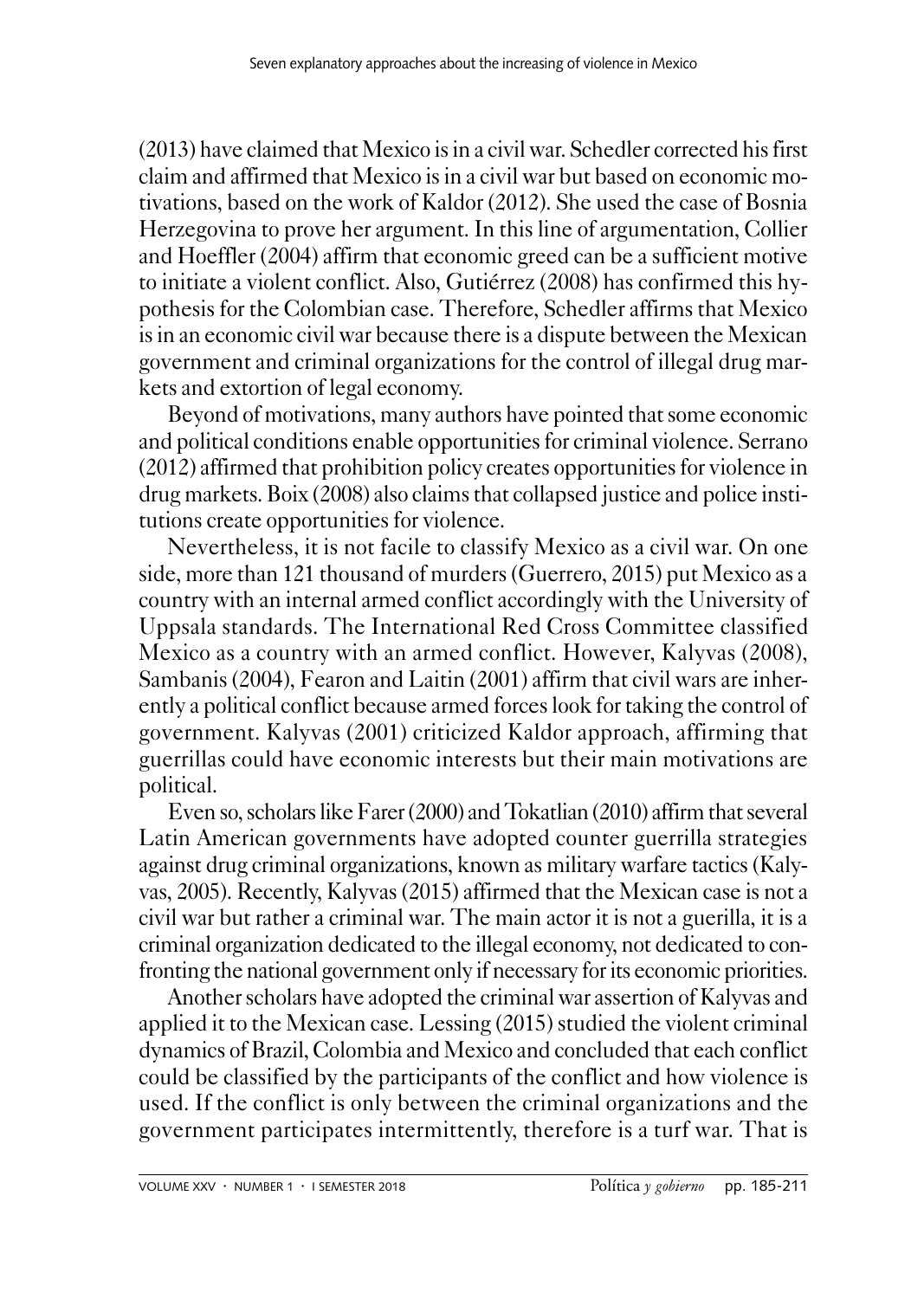(2013) have claimed that Mexico is in a civil war. Schedler corrected his first claim and affirmed that Mexico is in a civil war but based on economic motivations, based on the work of Kaldor (2012). She used the case of Bosnia Herzegovina to prove her argument. In this line of argumentation, Collier and Hoeffler (2004) affirm that economic greed can be a sufficient motive to initiate a violent conflict. Also, Gutiérrez (2008) has confirmed this hypothesis for the Colombian case. Therefore, Schedler affirms that Mexico is in an economic civil war because there is a dispute between the Mexican government and criminal organizations for the control of illegal drug markets and extortion of legal economy.

Beyond of motivations, many authors have pointed that some economic and political conditions enable opportunities for criminal violence. Serrano (2012) affirmed that prohibition policy creates opportunities for violence in drug markets. Boix (2008) also claims that collapsed justice and police institutions create opportunities for violence.

Nevertheless, it is not facile to classify Mexico as a civil war. On one side, more than 121 thousand of murders (Guerrero, 2015) put Mexico as a country with an internal armed conflict accordingly with the University of Uppsala standards. The International Red Cross Committee classified Mexico as a country with an armed conflict. However, Kalyvas (2008), Sambanis (2004), Fearon and Laitin (2001) affirm that civil wars are inherently a political conflict because armed forces look for taking the control of government. Kalyvas (2001) criticized Kaldor approach, affirming that guerrillas could have economic interests but their main motivations are political.

Even so, scholars like Farer (2000) and Tokatlian (2010) affirm that several Latin American governments have adopted counter guerrilla strategies against drug criminal organizations, known as military warfare tactics (Kalyvas, 2005). Recently, Kalyvas (2015) affirmed that the Mexican case is not a civil war but rather a criminal war. The main actor it is not a guerilla, it is a criminal organization dedicated to the illegal economy, not dedicated to confronting the national government only if necessary for its economic priorities.

Another scholars have adopted the criminal war assertion of Kalyvas and applied it to the Mexican case. Lessing (2015) studied the violent criminal dynamics of Brazil, Colombia and Mexico and concluded that each conflict could be classified by the participants of the conflict and how violence is used. If the conflict is only between the criminal organizations and the government participates intermittently, therefore is a turf war. That is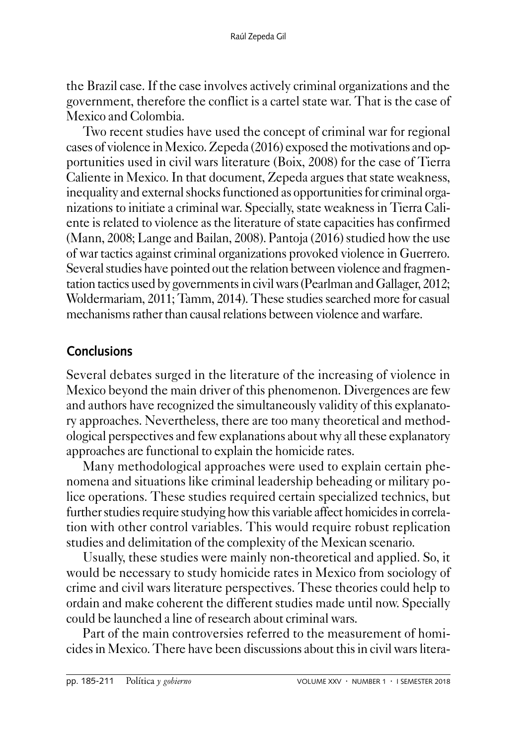the Brazil case. If the case involves actively criminal organizations and the government, therefore the conflict is a cartel state war. That is the case of Mexico and Colombia.

Two recent studies have used the concept of criminal war for regional cases of violence in Mexico. Zepeda (2016) exposed the motivations and opportunities used in civil wars literature (Boix, 2008) for the case of Tierra Caliente in Mexico. In that document, Zepeda argues that state weakness, inequality and external shocks functioned as opportunities for criminal organizations to initiate a criminal war. Specially, state weakness in Tierra Caliente is related to violence as the literature of state capacities has confirmed (Mann, 2008; Lange and Bailan, 2008). Pantoja (2016) studied how the use of war tactics against criminal organizations provoked violence in Guerrero. Several studies have pointed out the relation between violence and fragmentation tactics used by governments in civil wars (Pearlman and Gallager, 2012; Woldermariam, 2011; Tamm, 2014). These studies searched more for casual mechanisms rather than causal relations between violence and warfare.

## Conclusions

Several debates surged in the literature of the increasing of violence in Mexico beyond the main driver of this phenomenon. Divergences are few and authors have recognized the simultaneously validity of this explanatory approaches. Nevertheless, there are too many theoretical and methodological perspectives and few explanations about why all these explanatory approaches are functional to explain the homicide rates.

Many methodological approaches were used to explain certain phenomena and situations like criminal leadership beheading or military police operations. These studies required certain specialized technics, but further studies require studying how this variable affect homicides in correlation with other control variables. This would require robust replication studies and delimitation of the complexity of the Mexican scenario.

Usually, these studies were mainly non-theoretical and applied. So, it would be necessary to study homicide rates in Mexico from sociology of crime and civil wars literature perspectives. These theories could help to ordain and make coherent the different studies made until now. Specially could be launched a line of research about criminal wars.

Part of the main controversies referred to the measurement of homicides in Mexico. There have been discussions about this in civil wars litera-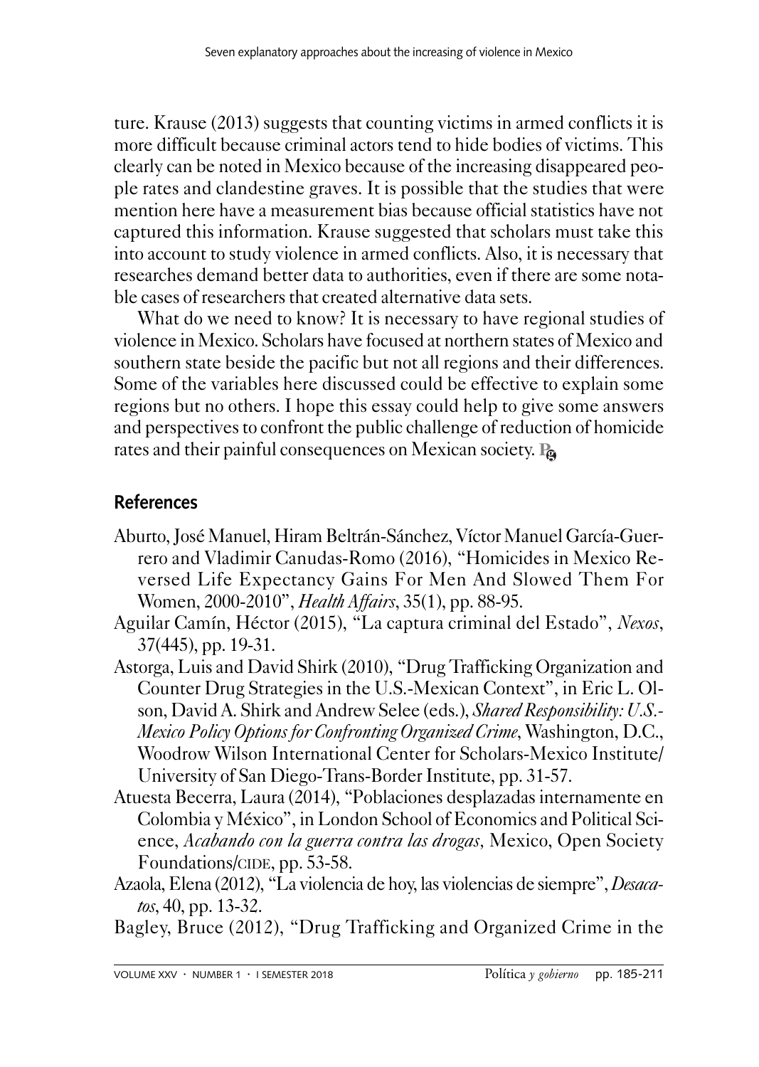ture. Krause (2013) suggests that counting victims in armed conflicts it is more difficult because criminal actors tend to hide bodies of victims. This clearly can be noted in Mexico because of the increasing disappeared people rates and clandestine graves. It is possible that the studies that were mention here have a measurement bias because official statistics have not captured this information. Krause suggested that scholars must take this into account to study violence in armed conflicts. Also, it is necessary that researches demand better data to authorities, even if there are some notable cases of researchers that created alternative data sets.

What do we need to know? It is necessary to have regional studies of violence in Mexico. Scholars have focused at northern states of Mexico and southern state beside the pacific but not all regions and their differences. Some of the variables here discussed could be effective to explain some regions but no others. I hope this essay could help to give some answers and perspectives to confront the public challenge of reduction of homicide rates and their painful consequences on Mexican society.

## References

Aburto, José Manuel, Hiram Beltrán-Sánchez, Víctor Manuel García-Guerrero and Vladimir Canudas-Romo (2016), "Homicides in Mexico Reversed Life Expectancy Gains For Men And Slowed Them For Women, 2000-2010", *Health Affairs*, 35(1), pp. 88-95.

Aguilar Camín, Héctor (2015), "La captura criminal del Estado", *Nexos*, 37(445), pp. 19-31.

Astorga, Luis and David Shirk (2010), "Drug Trafficking Organization and Counter Drug Strategies in the U.S.-Mexican Context", in Eric L. Olson, David A. Shirk and Andrew Selee (eds.), *Shared Responsibility: U.S.-Mexico Policy Options for Confronting Organized Crime*, Washington, D.C., Woodrow Wilson International Center for Scholars-Mexico Institute/University of San Diego-Trans-Border Institute, pp. 31-57.

Atuesta Becerra, Laura (2014), "Poblaciones desplazadas internamente en Colombia y México", in London School of Economics and Political Science, *Acabando con la guerra contra las drogas*, Mexico, Open Society Foundations/CIDE, pp. 53-58.

Azaola, Elena (2012), "La violencia de hoy, las violencias de siempre", *Desacatos*, 40, pp. 13-32.

Bagley, Bruce (2012), "Drug Trafficking and Organized Crime in the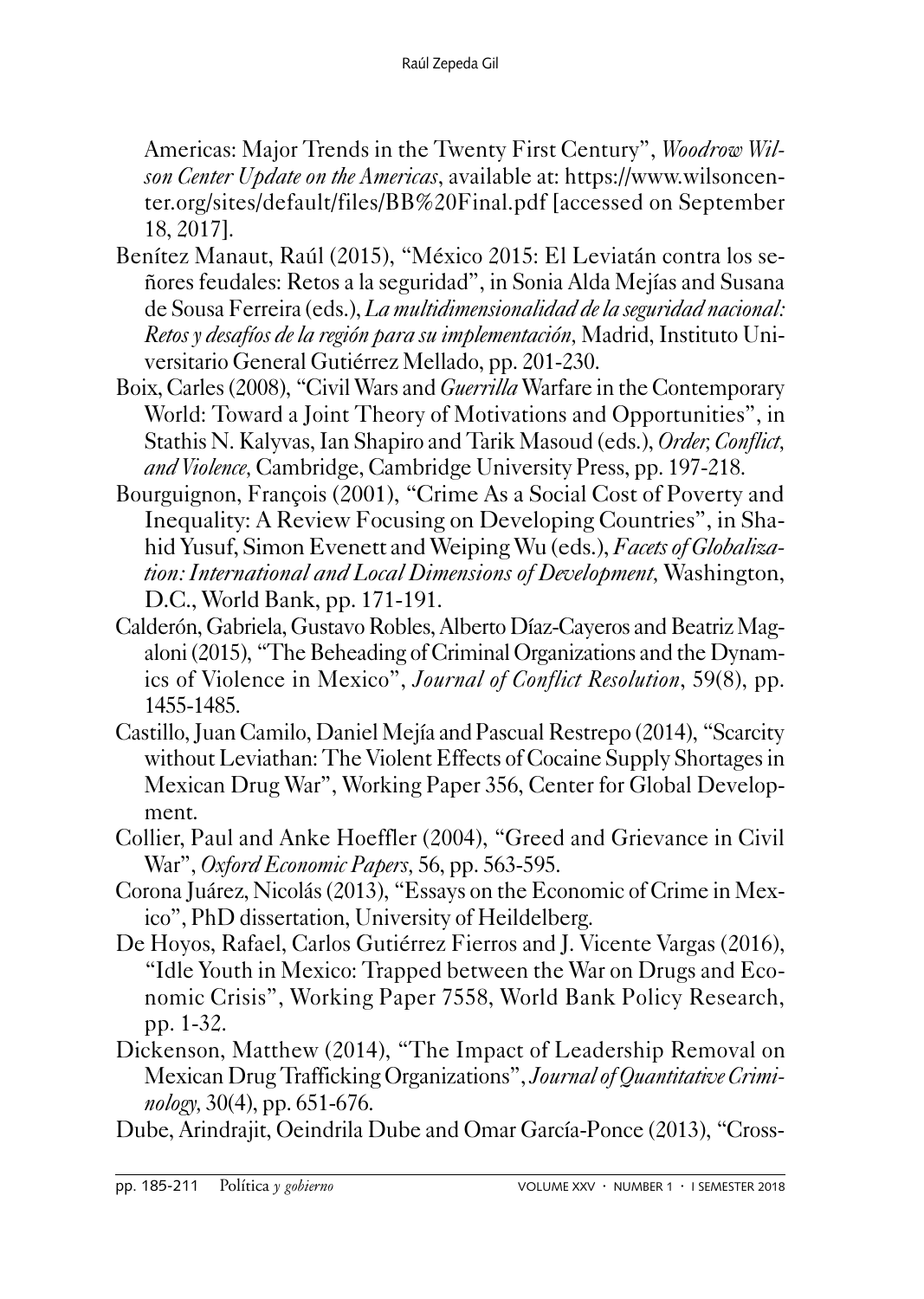Americas: Major Trends in the Twenty First Century", *Woodrow Wilson Center Update on the Americas*, available at: https://www.wilsoncenter.org/sites/default/files/BB%20Final.pdf [accessed on September 18, 2017].

Benítez Manaut, Raúl (2015), "México 2015: El Leviatán contra los señores feudales: Retos a la seguridad", in Sonia Alda Mejías and Susana de Sousa Ferreira (eds.), *La multidimensionalidad de la seguridad nacional: Retos y desafíos de la región para su implementación*, Madrid, Instituto Universitario General Gutiérrez Mellado, pp. 201-230.

Boix, Carles (2008), "Civil Wars and *Guerrilla* Warfare in the Contemporary World: Toward a Joint Theory of Motivations and Opportunities", in Stathis N. Kalyvas, Ian Shapiro and Tarik Masoud (eds.), *Order, Conflict, and Violence*, Cambridge, Cambridge University Press, pp. 197-218.

Bourguignon, François (2001), "Crime As a Social Cost of Poverty and Inequality: A Review Focusing on Developing Countries", in Shahid Yusuf, Simon Evenett and Weiping Wu (eds.), *Facets of Globalization: International and Local Dimensions of Development*, Washington, D.C., World Bank, pp. 171-191.

Calderón, Gabriela, Gustavo Robles, Alberto Díaz-Cayeros and Beatriz Magaloni (2015), "The Beheading of Criminal Organizations and the Dynamics of Violence in Mexico", *Journal of Conflict Resolution*, 59(8), pp. 1455-1485.

Castillo, Juan Camilo, Daniel Mejía and Pascual Restrepo (2014), "Scarcity without Leviathan: The Violent Effects of Cocaine Supply Shortages in Mexican Drug War", Working Paper 356, Center for Global Development.

Collier, Paul and Anke Hoeffler (2004), "Greed and Grievance in Civil War", *Oxford Economic Papers*, 56, pp. 563-595.

Corona Juárez, Nicolás (2013), "Essays on the Economic of Crime in Mexico", PhD dissertation, University of Heildelberg.

De Hoyos, Rafael, Carlos Gutiérrez Fierros and J. Vicente Vargas (2016), "Idle Youth in Mexico: Trapped between the War on Drugs and Economic Crisis", Working Paper 7558, World Bank Policy Research, pp. 1-32.

Dickenson, Matthew (2014), "The Impact of Leadership Removal on Mexican Drug Trafficking Organizations", *Journal of Quantitative Criminology*, 30(4), pp. 651-676.

Dube, Arindrajit, Oeindrila Dube and Omar García-Ponce (2013), "Cross-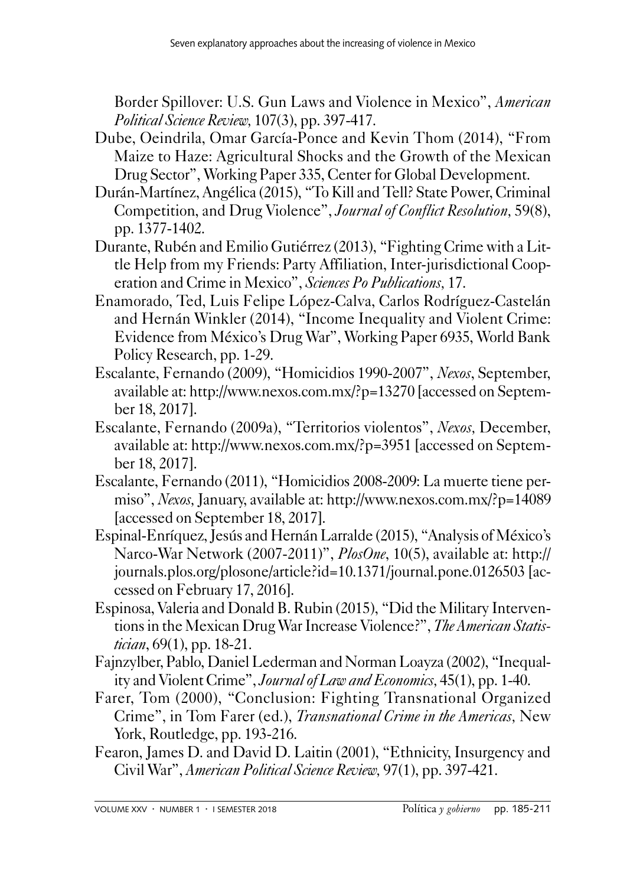Border Spillover: U.S. Gun Laws and Violence in Mexico", *American Political Science Review,* 107(3), pp. 397-417.

Dube, Oeindrila, Omar García-Ponce and Kevin Thom (2014), "From Maize to Haze: Agricultural Shocks and the Growth of the Mexican Drug Sector", Working Paper 335, Center for Global Development.

Durán-Martínez, Angélica (2015), "To Kill and Tell? State Power, Criminal Competition, and Drug Violence", *Journal of Conflict Resolution,* 59(8), pp. 1377-1402.

Durante, Rubén and Emilio Gutiérrez (2013), "Fighting Crime with a Little Help from my Friends: Party Affiliation, Inter-jurisdictional Cooperation and Crime in Mexico", *Sciences Po Publications,* 17.

Enamorado, Ted, Luis Felipe López-Calva, Carlos Rodríguez-Castelán and Hernán Winkler (2014), "Income Inequality and Violent Crime: Evidence from México's Drug War", Working Paper 6935, World Bank Policy Research, pp. 1-29.

Escalante, Fernando (2009), "Homicidios 1990-2007", *Nexos*, September, available at: http://www.nexos.com.mx/?p=13270 [accessed on September 18, 2017].

Escalante, Fernando (2009a), "Territorios violentos", *Nexos,* December, available at: http://www.nexos.com.mx/?p=3951 [accessed on September 18, 2017].

Escalante, Fernando (2011), "Homicidios 2008-2009: La muerte tiene permiso", *Nexos,* January, available at: http://www.nexos.com.mx/?p=14089 [accessed on September 18, 2017].

Espinal-Enríquez, Jesús and Hernán Larralde (2015), "Analysis of México's Narco-War Network (2007-2011)", *PlosOne*, 10(5), available at: http://journals.plos.org/plosone/article?id=10.1371/journal.pone.0126503 [accessed on February 17, 2016].

Espinosa, Valeria and Donald B. Rubin (2015), "Did the Military Interventions in the Mexican Drug War Increase Violence?", *The American Statistician*, 69(1), pp. 18-21.

Fajnzylber, Pablo, Daniel Lederman and Norman Loayza (2002), "Inequality and Violent Crime", *Journal of Law and Economics,* 45(1), pp. 1-40.

Farer, Tom (2000), "Conclusion: Fighting Transnational Organized Crime", in Tom Farer (ed.), *Transnational Crime in the Americas,* New York, Routledge, pp. 193-216.

Fearon, James D. and David D. Laitin (2001), "Ethnicity, Insurgency and Civil War", *American Political Science Review,* 97(1), pp. 397-421.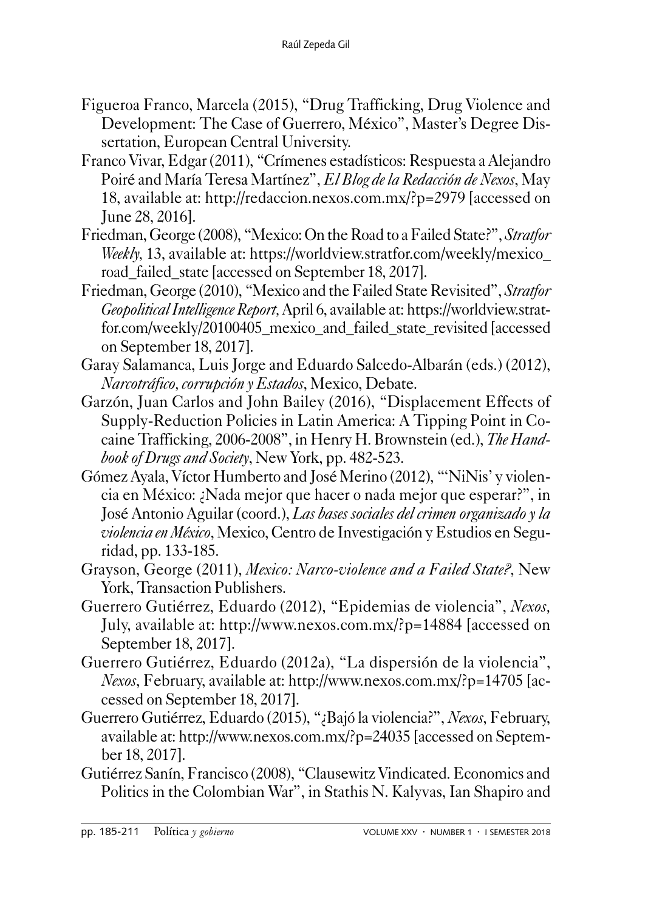Figueroa Franco, Marcela (2015), "Drug Trafficking, Drug Violence and Development: The Case of Guerrero, México", Master's Degree Dissertation, European Central University.

Franco Vivar, Edgar (2011), "Crímenes estadísticos: Respuesta a Alejandro Poiré and María Teresa Martínez", *El Blog de la Redacción de Nexos*, May 18, available at: http://redaccion.nexos.com.mx/?p=2979 [accessed on June 28, 2016].

Friedman, George (2008), "Mexico: On the Road to a Failed State?", *Stratfor Weekly,* 13, available at: https://worldview.stratfor.com/weekly/mexico_road_failed_state [accessed on September 18, 2017].

Friedman, George (2010), "Mexico and the Failed State Revisited", *Stratfor Geopolitical Intelligence Report,* April 6, available at: https://worldview.stratfor.com/weekly/20100405_mexico_and_failed_state_revisited [accessed on September 18, 2017].

Garay Salamanca, Luis Jorge and Eduardo Salcedo-Albarán (eds.) (2012), *Narcotráfico, corrupción y Estados*, Mexico, Debate.

Garzón, Juan Carlos and John Bailey (2016), "Displacement Effects of Supply-Reduction Policies in Latin America: A Tipping Point in Cocaine Trafficking, 2006-2008", in Henry H. Brownstein (ed.), *The Handbook of Drugs and Society*, New York, pp. 482-523.

Gómez Ayala, Víctor Humberto and José Merino (2012), "'NiNis' y violencia en México: ¿Nada mejor que hacer o nada mejor que esperar?", in José Antonio Aguilar (coord.), *Las bases sociales del crimen organizado y la violencia en México*, Mexico, Centro de Investigación y Estudios en Seguridad, pp. 133-185.

Grayson, George (2011), *Mexico: Narco-violence and a Failed State?*, New York, Transaction Publishers.

Guerrero Gutiérrez, Eduardo (2012), "Epidemias de violencia", *Nexos,* July, available at: http://www.nexos.com.mx/?p=14884 [accessed on September 18, 2017].

Guerrero Gutiérrez, Eduardo (2012a), "La dispersión de la violencia", *Nexos*, February, available at: http://www.nexos.com.mx/?p=14705 [accessed on September 18, 2017].

Guerrero Gutiérrez, Eduardo (2015), "¿Bajó la violencia?", *Nexos,* February, available at: http://www.nexos.com.mx/?p=24035 [accessed on September 18, 2017].

Gutiérrez Sanín, Francisco (2008), "Clausewitz Vindicated. Economics and Politics in the Colombian War", in Stathis N. Kalyvas, Ian Shapiro and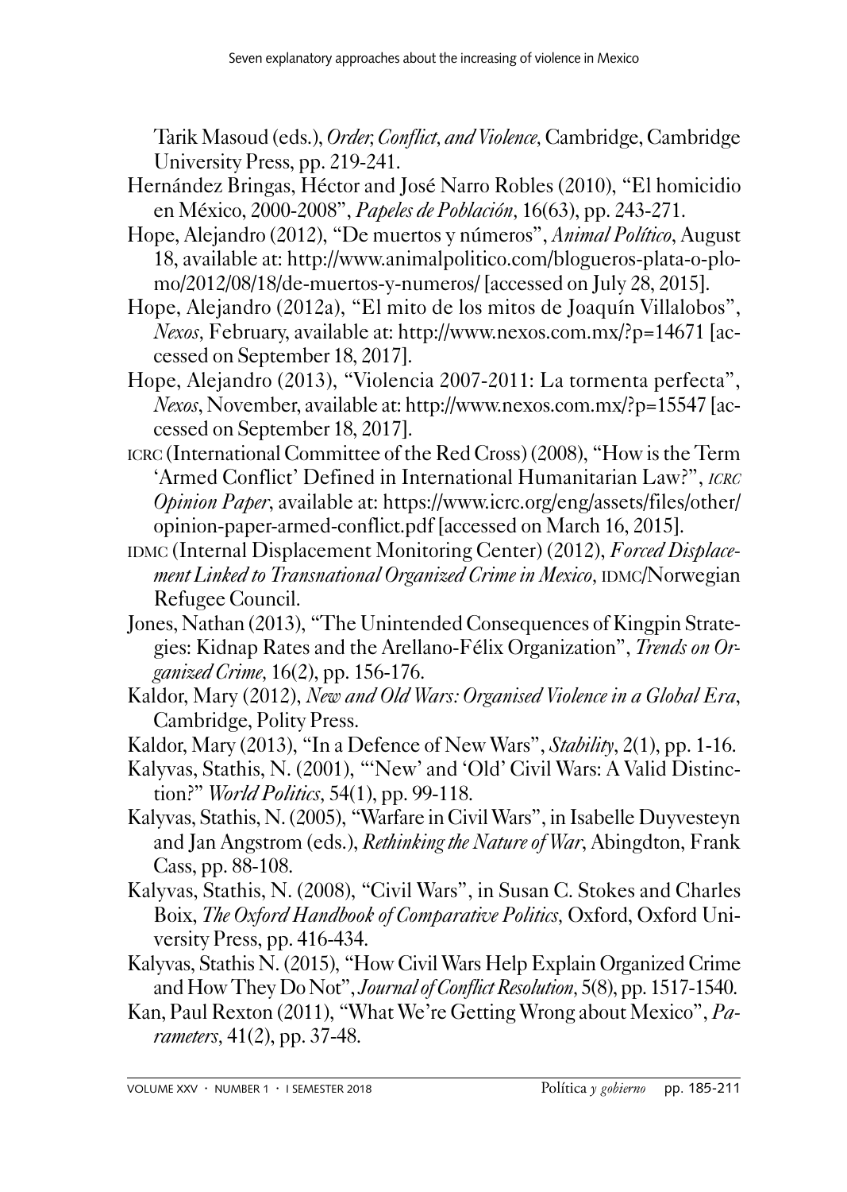Tarik Masoud (eds.), *Order, Conflict, and Violence*, Cambridge, Cambridge University Press, pp. 219-241.

Hernández Bringas, Héctor and José Narro Robles (2010), "El homicidio en México, 2000-2008", *Papeles de Población*, 16(63), pp. 243-271.

Hope, Alejandro (2012), "De muertos y números", *Animal Político*, August 18, available at: http://www.animalpolitico.com/blogueros-plata-o-plomo/2012/08/18/de-muertos-y-numeros/ [accessed on July 28, 2015].

Hope, Alejandro (2012a), "El mito de los mitos de Joaquín Villalobos", *Nexos*, February, available at: http://www.nexos.com.mx/?p=14671 [accessed on September 18, 2017].

Hope, Alejandro (2013), "Violencia 2007-2011: La tormenta perfecta", *Nexos*, November, available at: http://www.nexos.com.mx/?p=15547 [accessed on September 18, 2017].

ICRC (International Committee of the Red Cross) (2008), "How is the Term 'Armed Conflict' Defined in International Humanitarian Law?", *ICRC Opinion Paper*, available at: https://www.icrc.org/eng/assets/files/other/opinion-paper-armed-conflict.pdf [accessed on March 16, 2015].

IDMC (Internal Displacement Monitoring Center) (2012), *Forced Displacement Linked to Transnational Organized Crime in Mexico*, IDMC/Norwegian Refugee Council.

Jones, Nathan (2013), "The Unintended Consequences of Kingpin Strategies: Kidnap Rates and the Arellano-Félix Organization", *Trends on Organized Crime*, 16(2), pp. 156-176.

Kaldor, Mary (2012), *New and Old Wars: Organised Violence in a Global Era*, Cambridge, Polity Press.

Kaldor, Mary (2013), "In a Defence of New Wars", *Stability*, 2(1), pp. 1-16.

Kalyvas, Stathis, N. (2001), "'New' and 'Old' Civil Wars: A Valid Distinction?" *World Politics*, 54(1), pp. 99-118.

Kalyvas, Stathis, N. (2005), "Warfare in Civil Wars", in Isabelle Duyvesteyn and Jan Angstrom (eds.), *Rethinking the Nature of War*, Abingdton, Frank Cass, pp. 88-108.

Kalyvas, Stathis, N. (2008), "Civil Wars", in Susan C. Stokes and Charles Boix, *The Oxford Handbook of Comparative Politics*, Oxford, Oxford University Press, pp. 416-434.

Kalyvas, Stathis N. (2015), "How Civil Wars Help Explain Organized Crime and How They Do Not", *Journal of Conflict Resolution*, 5(8), pp. 1517-1540.

Kan, Paul Rexton (2011), "What We're Getting Wrong about Mexico", *Parameters*, 41(2), pp. 37-48.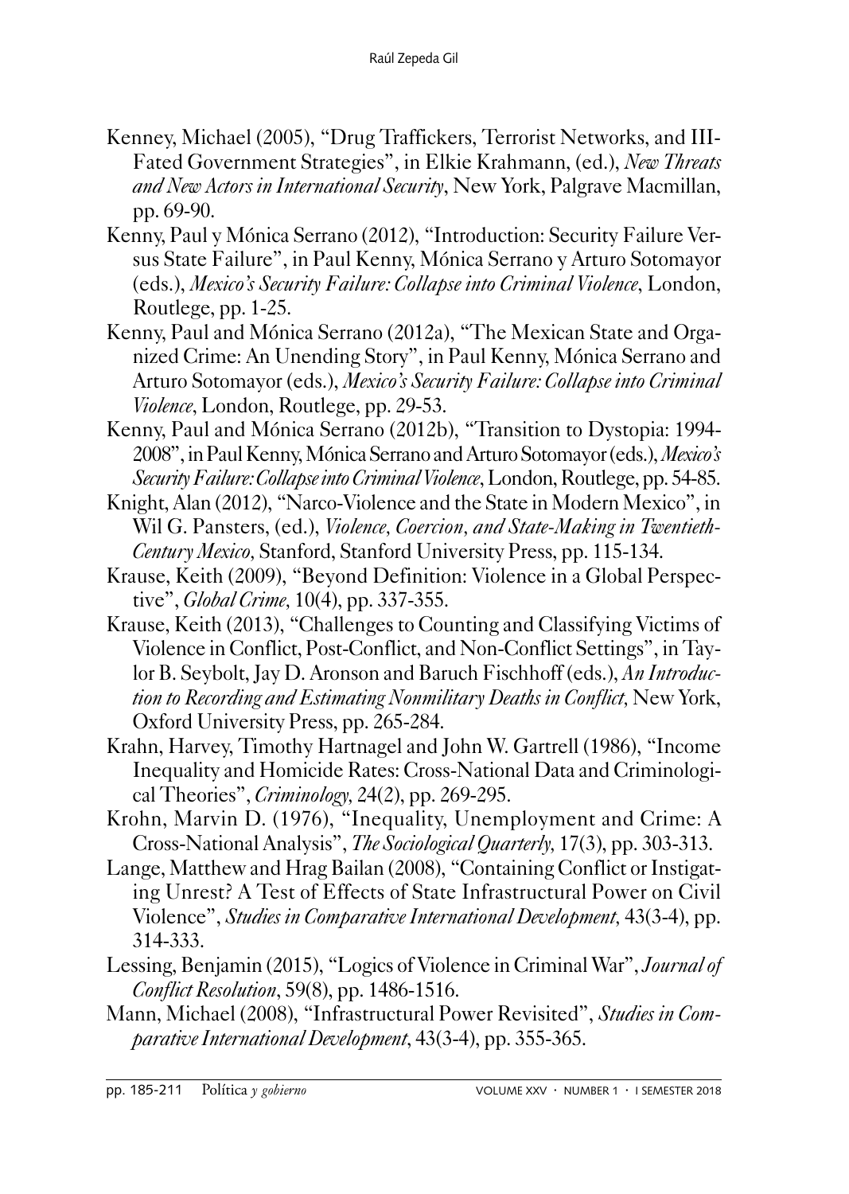Kenney, Michael (2005), "Drug Traffickers, Terrorist Networks, and Ill-Fated Government Strategies", in Elkie Krahmann, (ed.), *New Threats and New Actors in International Security*, New York, Palgrave Macmillan, pp. 69-90.

Kenny, Paul y Mónica Serrano (2012), "Introduction: Security Failure Versus State Failure", in Paul Kenny, Mónica Serrano y Arturo Sotomayor (eds.), *Mexico's Security Failure: Collapse into Criminal Violence*, London, Routlege, pp. 1-25.

Kenny, Paul and Mónica Serrano (2012a), "The Mexican State and Organized Crime: An Unending Story", in Paul Kenny, Mónica Serrano and Arturo Sotomayor (eds.), *Mexico's Security Failure: Collapse into Criminal Violence*, London, Routlege, pp. 29-53.

Kenny, Paul and Mónica Serrano (2012b), "Transition to Dystopia: 1994-2008", in Paul Kenny, Mónica Serrano and Arturo Sotomayor (eds.), *Mexico's Security Failure: Collapse into Criminal Violence*, London, Routlege, pp. 54-85.

Knight, Alan (2012), "Narco-Violence and the State in Modern Mexico", in Wil G. Pansters, (ed.), *Violence, Coercion, and State-Making in Twentieth-Century Mexico,* Stanford, Stanford University Press, pp. 115-134.

Krause, Keith (2009), "Beyond Definition: Violence in a Global Perspective", *Global Crime,* 10(4), pp. 337-355.

Krause, Keith (2013), "Challenges to Counting and Classifying Victims of Violence in Conflict, Post-Conflict, and Non-Conflict Settings", in Taylor B. Seybolt, Jay D. Aronson and Baruch Fischhoff (eds.), *An Introduction to Recording and Estimating Nonmilitary Deaths in Conflict,* New York, Oxford University Press, pp. 265-284.

Krahn, Harvey, Timothy Hartnagel and John W. Gartrell (1986), "Income Inequality and Homicide Rates: Cross-National Data and Criminological Theories", *Criminology,* 24(2), pp. 269-295.

Krohn, Marvin D. (1976), "Inequality, Unemployment and Crime: A Cross-National Analysis", *The Sociological Quarterly,* 17(3), pp. 303-313.

Lange, Matthew and Hrag Bailan (2008), "Containing Conflict or Instigating Unrest? A Test of Effects of State Infrastructural Power on Civil Violence", *Studies in Comparative International Development,* 43(3-4), pp. 314-333.

Lessing, Benjamin (2015), "Logics of Violence in Criminal War", *Journal of Conflict Resolution*, 59(8), pp. 1486-1516.

Mann, Michael (2008), "Infrastructural Power Revisited", *Studies in Comparative International Development*, 43(3-4), pp. 355-365.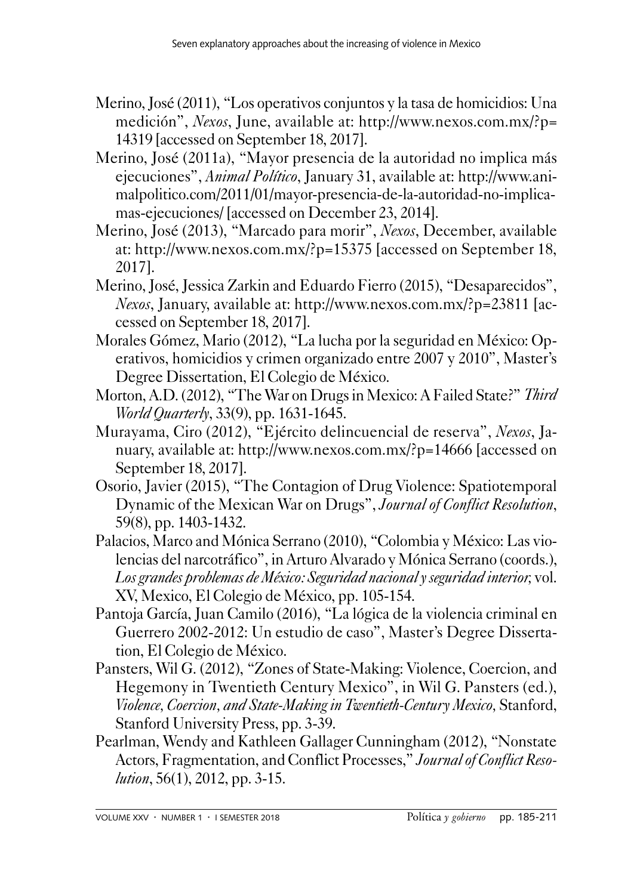Merino, José (2011), "Los operativos conjuntos y la tasa de homicidios: Una medición", *Nexos*, June, available at: http://www.nexos.com.mx/?p=14319 [accessed on September 18, 2017].

Merino, José (2011a), "Mayor presencia de la autoridad no implica más ejecuciones", *Animal Político*, January 31, available at: http://www.animalpolitico.com/2011/01/mayor-presencia-de-la-autoridad-no-implica-mas-ejecuciones/ [accessed on December 23, 2014].

Merino, José (2013), "Marcado para morir", *Nexos*, December, available at: http://www.nexos.com.mx/?p=15375 [accessed on September 18, 2017].

Merino, José, Jessica Zarkin and Eduardo Fierro (2015), "Desaparecidos", *Nexos*, January, available at: http://www.nexos.com.mx/?p=23811 [accessed on September 18, 2017].

Morales Gómez, Mario (2012), "La lucha por la seguridad en México: Operativos, homicidios y crimen organizado entre 2007 y 2010", Master's Degree Dissertation, El Colegio de México.

Morton, A.D. (2012), "The War on Drugs in Mexico: A Failed State?" *Third World Quarterly*, 33(9), pp. 1631-1645.

Murayama, Ciro (2012), "Ejército delincuencial de reserva", *Nexos*, January, available at: http://www.nexos.com.mx/?p=14666 [accessed on September 18, 2017].

Osorio, Javier (2015), "The Contagion of Drug Violence: Spatiotemporal Dynamic of the Mexican War on Drugs", *Journal of Conflict Resolution*, 59(8), pp. 1403-1432.

Palacios, Marco and Mónica Serrano (2010), "Colombia y México: Las violencias del narcotráfico", in Arturo Alvarado y Mónica Serrano (coords.), *Los grandes problemas de México: Seguridad nacional y seguridad interior,* vol. XV, Mexico, El Colegio de México, pp. 105-154.

Pantoja García, Juan Camilo (2016), "La lógica de la violencia criminal en Guerrero 2002-2012: Un estudio de caso", Master's Degree Dissertation, El Colegio de México.

Pansters, Wil G. (2012), "Zones of State-Making: Violence, Coercion, and Hegemony in Twentieth Century Mexico", in Wil G. Pansters (ed.), *Violence, Coercion, and State-Making in Twentieth-Century Mexico,* Stanford, Stanford University Press, pp. 3-39.

Pearlman, Wendy and Kathleen Gallager Cunningham (2012), "Nonstate Actors, Fragmentation, and Conflict Processes," *Journal of Conflict Resolution*, 56(1), 2012, pp. 3-15.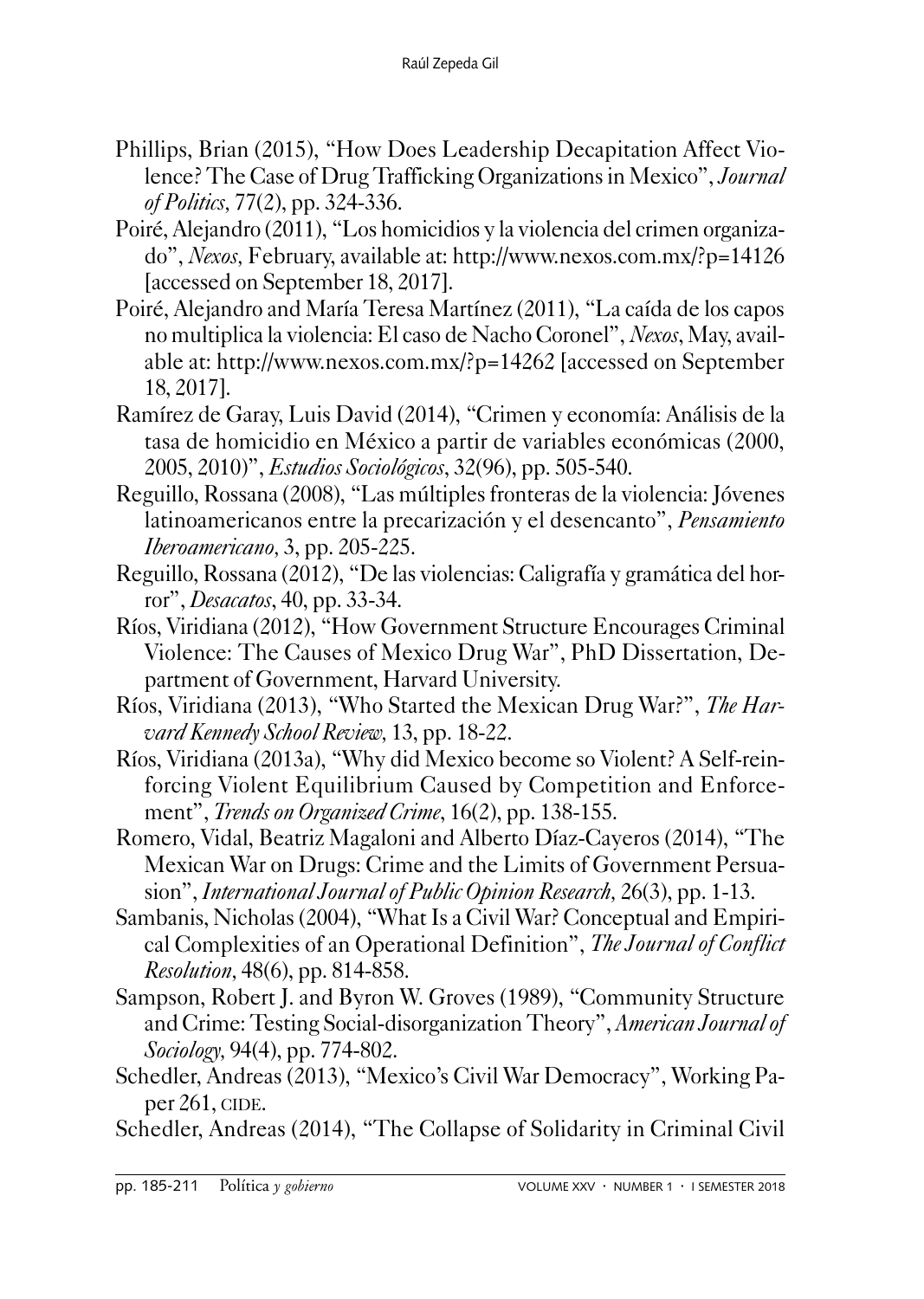Phillips, Brian (2015), "How Does Leadership Decapitation Affect Violence? The Case of Drug Trafficking Organizations in Mexico", *Journal of Politics,* 77(2), pp. 324-336.

Poiré, Alejandro (2011), "Los homicidios y la violencia del crimen organizado", *Nexos,* February, available at: http://www.nexos.com.mx/?p=14126 [accessed on September 18, 2017].

Poiré, Alejandro and María Teresa Martínez (2011), "La caída de los capos no multiplica la violencia: El caso de Nacho Coronel", *Nexos*, May, available at: http://www.nexos.com.mx/?p=14262 [accessed on September 18, 2017].

Ramírez de Garay, Luis David (2014), "Crimen y economía: Análisis de la tasa de homicidio en México a partir de variables económicas (2000, 2005, 2010)", *Estudios Sociológicos*, 32(96), pp. 505-540.

Reguillo, Rossana (2008), "Las múltiples fronteras de la violencia: Jóvenes latinoamericanos entre la precarización y el desencanto", *Pensamiento Iberoamericano,* 3, pp. 205-225.

Reguillo, Rossana (2012), "De las violencias: Caligrafía y gramática del horror", *Desacatos*, 40, pp. 33-34.

Ríos, Viridiana (2012), "How Government Structure Encourages Criminal Violence: The Causes of Mexico Drug War", PhD Dissertation, Department of Government, Harvard University.

Ríos, Viridiana (2013), "Who Started the Mexican Drug War?", *The Harvard Kennedy School Review,* 13, pp. 18-22.

Ríos, Viridiana (2013a), "Why did Mexico become so Violent? A Self-reinforcing Violent Equilibrium Caused by Competition and Enforcement", *Trends on Organized Crime*, 16(2), pp. 138-155.

Romero, Vidal, Beatriz Magaloni and Alberto Díaz-Cayeros (2014), "The Mexican War on Drugs: Crime and the Limits of Government Persuasion", *International Journal of Public Opinion Research,* 26(3), pp. 1-13.

Sambanis, Nicholas (2004), "What Is a Civil War? Conceptual and Empirical Complexities of an Operational Definition", *The Journal of Conflict Resolution*, 48(6), pp. 814-858.

Sampson, Robert J. and Byron W. Groves (1989), "Community Structure and Crime: Testing Social-disorganization Theory", *American Journal of Sociology,* 94(4), pp. 774-802.

Schedler, Andreas (2013), "Mexico's Civil War Democracy", Working Paper 261, CIDE.

Schedler, Andreas (2014), "The Collapse of Solidarity in Criminal Civil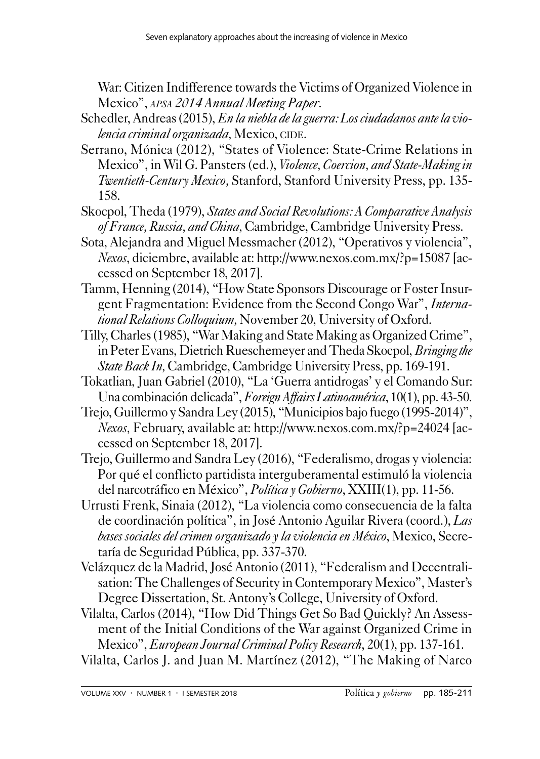War: Citizen Indifference towards the Victims of Organized Violence in Mexico", *APSA 2014 Annual Meeting Paper*.

Schedler, Andreas (2015), *En la niebla de la guerra: Los ciudadanos ante la violencia criminal organizada*, Mexico, CIDE.

Serrano, Mónica (2012), "States of Violence: State-Crime Relations in Mexico", in Wil G. Pansters (ed.), *Violence, Coercion, and State-Making in Twentieth-Century Mexico*, Stanford, Stanford University Press, pp. 135-158.

Skocpol, Theda (1979), *States and Social Revolutions: A Comparative Analysis of France, Russia, and China*, Cambridge, Cambridge University Press.

Sota, Alejandra and Miguel Messmacher (2012), "Operativos y violencia", *Nexos*, diciembre, available at: http://www.nexos.com.mx/?p=15087 [accessed on September 18, 2017].

Tamm, Henning (2014), "How State Sponsors Discourage or Foster Insurgent Fragmentation: Evidence from the Second Congo War", *International Relations Colloquium*, November 20, University of Oxford.

Tilly, Charles (1985), "War Making and State Making as Organized Crime", in Peter Evans, Dietrich Rueschemeyer and Theda Skocpol, *Bringing the State Back In*, Cambridge, Cambridge University Press, pp. 169-191.

Tokatlian, Juan Gabriel (2010), "La 'Guerra antidrogas' y el Comando Sur: Una combinación delicada", *Foreign Affairs Latinoamérica*, 10(1), pp. 43-50.

Trejo, Guillermo y Sandra Ley (2015), "Municipios bajo fuego (1995-2014)", *Nexos*, February, available at: http://www.nexos.com.mx/?p=24024 [accessed on September 18, 2017].

Trejo, Guillermo and Sandra Ley (2016), "Federalismo, drogas y violencia: Por qué el conflicto partidista interguberamental estimuló la violencia del narcotráfico en México", *Política y Gobierno*, XXIII(1), pp. 11-56.

Urrusti Frenk, Sinaia (2012), "La violencia como consecuencia de la falta de coordinación política", in José Antonio Aguilar Rivera (coord.), *Las bases sociales del crimen organizado y la violencia en México*, Mexico, Secretaría de Seguridad Pública, pp. 337-370.

Velázquez de la Madrid, José Antonio (2011), "Federalism and Decentralisation: The Challenges of Security in Contemporary Mexico", Master's Degree Dissertation, St. Antony's College, University of Oxford.

Vilalta, Carlos (2014), "How Did Things Get So Bad Quickly? An Assessment of the Initial Conditions of the War against Organized Crime in Mexico", *European Journal Criminal Policy Research*, 20(1), pp. 137-161.

Vilalta, Carlos J. and Juan M. Martínez (2012), "The Making of Narco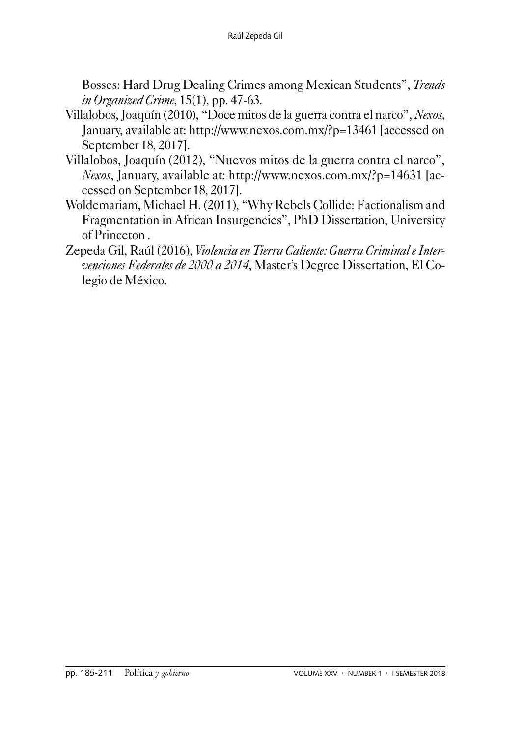Bosses: Hard Drug Dealing Crimes among Mexican Students", *Trends in Organized Crime*, 15(1), pp. 47-63.

Villalobos, Joaquín (2010), "Doce mitos de la guerra contra el narco", *Nexos*, January, available at: http://www.nexos.com.mx/?p=13461 [accessed on September 18, 2017].

Villalobos, Joaquín (2012), "Nuevos mitos de la guerra contra el narco", *Nexos*, January, available at: http://www.nexos.com.mx/?p=14631 [accessed on September 18, 2017].

Woldemariam, Michael H. (2011), "Why Rebels Collide: Factionalism and Fragmentation in African Insurgencies", PhD Dissertation, University of Princeton .

Zepeda Gil, Raúl (2016), *Violencia en Tierra Caliente: Guerra Criminal e Intervenciones Federales de 2000 a 2014*, Master's Degree Dissertation, El Colegio de México.